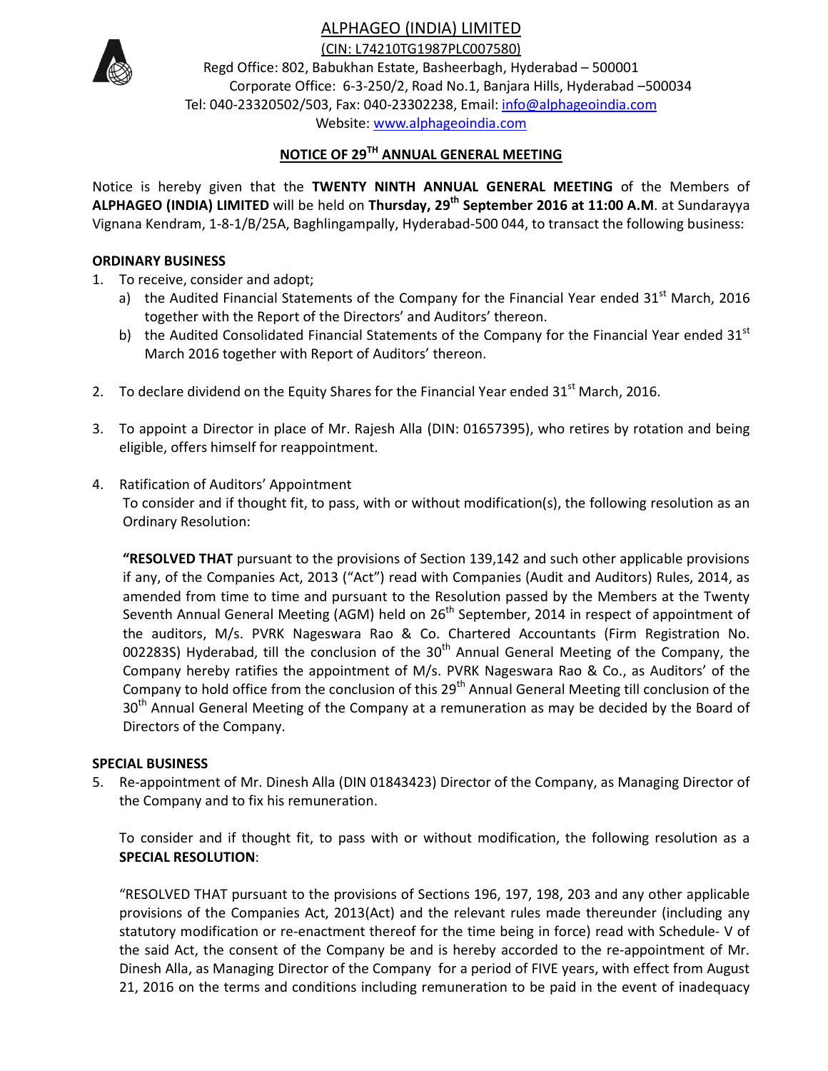# ALPHAGEO (INDIA) LIMITED

(CIN: L74210TG1987PLC007580)

Regd Office: 802, Babukhan Estate, Basheerbagh, Hyderabad – 500001

Corporate Office: 6-3-250/2, Road No.1, Banjara Hills, Hyderabad –500034

Tel: 040-23320502/503, Fax: 040-23302238, Email: info@alphageoindia.com

Website: www.alphageoindia.com

## NOTICE OF 29TH ANNUAL GENERAL MEETING

Notice is hereby given that the **TWENTY NINTH ANNUAL GENERAL MEETING** of the Members of **ALPHAGEO (INDIA) LIMITED** will be held on **Thursday, 29th September 2016 at 11:00 A.M**. at Sundarayya Vignana Kendram, 1-8-1/B/25A, Baghlingampally, Hyderabad-500 044, to transact the following business:

### ORDINARY BUSINESS

1. To receive, consider and adopt;
   a) the Audited Financial Statements of the Company for the Financial Year ended 31st March, 2016 together with the Report of the Directors' and Auditors' thereon.
   b) the Audited Consolidated Financial Statements of the Company for the Financial Year ended 31st March 2016 together with Report of Auditors' thereon.

2. To declare dividend on the Equity Shares for the Financial Year ended 31st March, 2016.

3. To appoint a Director in place of Mr. Rajesh Alla (DIN: 01657395), who retires by rotation and being eligible, offers himself for reappointment.

4. Ratification of Auditors' Appointment

   To consider and if thought fit, to pass, with or without modification(s), the following resolution as an Ordinary Resolution:

   **"RESOLVED THAT** pursuant to the provisions of Section 139,142 and such other applicable provisions if any, of the Companies Act, 2013 ("Act") read with Companies (Audit and Auditors) Rules, 2014, as amended from time to time and pursuant to the Resolution passed by the Members at the Twenty Seventh Annual General Meeting (AGM) held on 26th September, 2014 in respect of appointment of the auditors, M/s. PVRK Nageswara Rao & Co. Chartered Accountants (Firm Registration No. 002283S) Hyderabad, till the conclusion of the 30th Annual General Meeting of the Company, the Company hereby ratifies the appointment of M/s. PVRK Nageswara Rao & Co., as Auditors' of the Company to hold office from the conclusion of this 29th Annual General Meeting till conclusion of the 30th Annual General Meeting of the Company at a remuneration as may be decided by the Board of Directors of the Company.

### SPECIAL BUSINESS

5. Re-appointment of Mr. Dinesh Alla (DIN 01843423) Director of the Company, as Managing Director of the Company and to fix his remuneration.

   To consider and if thought fit, to pass with or without modification, the following resolution as a **SPECIAL RESOLUTION**:

   "RESOLVED THAT pursuant to the provisions of Sections 196, 197, 198, 203 and any other applicable provisions of the Companies Act, 2013(Act) and the relevant rules made thereunder (including any statutory modification or re-enactment thereof for the time being in force) read with Schedule- V of the said Act, the consent of the Company be and is hereby accorded to the re-appointment of Mr. Dinesh Alla, as Managing Director of the Company for a period of FIVE years, with effect from August 21, 2016 on the terms and conditions including remuneration to be paid in the event of inadequacy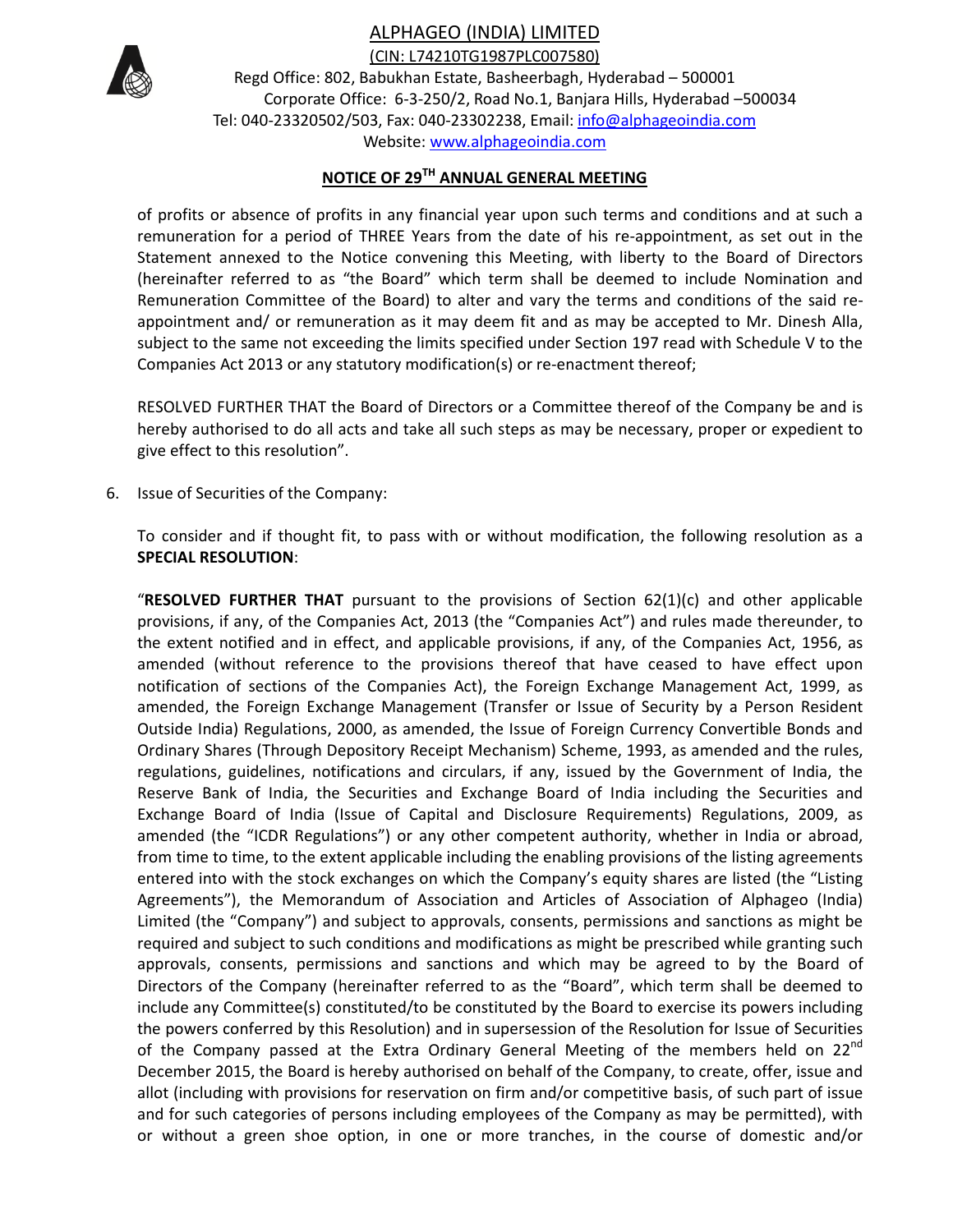of profits or absence of profits in any financial year upon such terms and conditions and at such a remuneration for a period of THREE Years from the date of his re-appointment, as set out in the Statement annexed to the Notice convening this Meeting, with liberty to the Board of Directors (hereinafter referred to as "the Board" which term shall be deemed to include Nomination and Remuneration Committee of the Board) to alter and vary the terms and conditions of the said re-appointment and/ or remuneration as it may deem fit and as may be accepted to Mr. Dinesh Alla, subject to the same not exceeding the limits specified under Section 197 read with Schedule V to the Companies Act 2013 or any statutory modification(s) or re-enactment thereof;

RESOLVED FURTHER THAT the Board of Directors or a Committee thereof of the Company be and is hereby authorised to do all acts and take all such steps as may be necessary, proper or expedient to give effect to this resolution".

6. Issue of Securities of the Company:

   To consider and if thought fit, to pass with or without modification, the following resolution as a **SPECIAL RESOLUTION**:

   "**RESOLVED FURTHER THAT** pursuant to the provisions of Section 62(1)(c) and other applicable provisions, if any, of the Companies Act, 2013 (the "Companies Act") and rules made thereunder, to the extent notified and in effect, and applicable provisions, if any, of the Companies Act, 1956, as amended (without reference to the provisions thereof that have ceased to have effect upon notification of sections of the Companies Act), the Foreign Exchange Management Act, 1999, as amended, the Foreign Exchange Management (Transfer or Issue of Security by a Person Resident Outside India) Regulations, 2000, as amended, the Issue of Foreign Currency Convertible Bonds and Ordinary Shares (Through Depository Receipt Mechanism) Scheme, 1993, as amended and the rules, regulations, guidelines, notifications and circulars, if any, issued by the Government of India, the Reserve Bank of India, the Securities and Exchange Board of India including the Securities and Exchange Board of India (Issue of Capital and Disclosure Requirements) Regulations, 2009, as amended (the "ICDR Regulations") or any other competent authority, whether in India or abroad, from time to time, to the extent applicable including the enabling provisions of the listing agreements entered into with the stock exchanges on which the Company's equity shares are listed (the "Listing Agreements"), the Memorandum of Association and Articles of Association of Alphageo (India) Limited (the "Company") and subject to approvals, consents, permissions and sanctions as might be required and subject to such conditions and modifications as might be prescribed while granting such approvals, consents, permissions and sanctions and which may be agreed to by the Board of Directors of the Company (hereinafter referred to as the "Board", which term shall be deemed to include any Committee(s) constituted/to be constituted by the Board to exercise its powers including the powers conferred by this Resolution) and in supersession of the Resolution for Issue of Securities of the Company passed at the Extra Ordinary General Meeting of the members held on 22nd December 2015, the Board is hereby authorised on behalf of the Company, to create, offer, issue and allot (including with provisions for reservation on firm and/or competitive basis, of such part of issue and for such categories of persons including employees of the Company as may be permitted), with or without a green shoe option, in one or more tranches, in the course of domestic and/or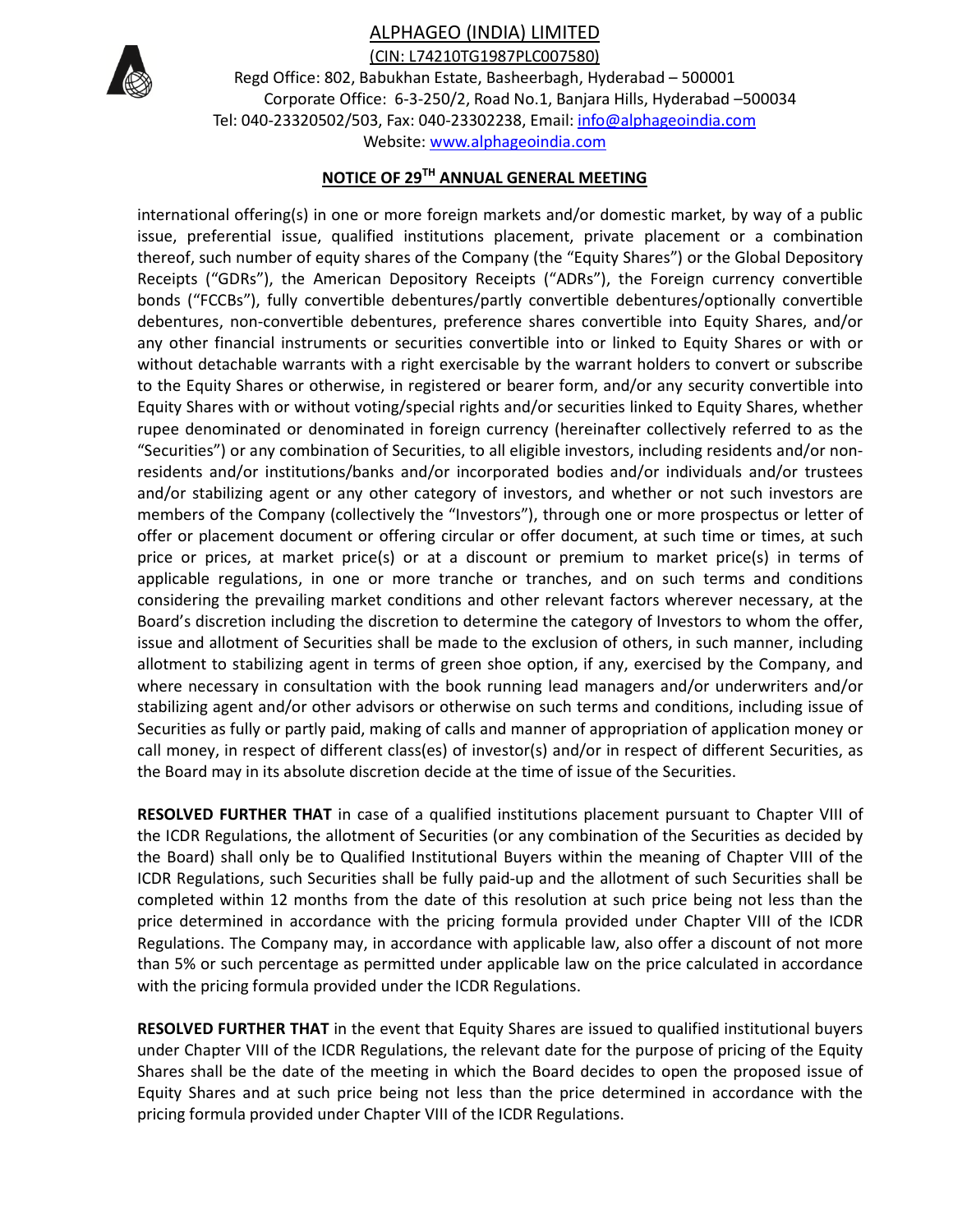international offering(s) in one or more foreign markets and/or domestic market, by way of a public issue, preferential issue, qualified institutions placement, private placement or a combination thereof, such number of equity shares of the Company (the "Equity Shares") or the Global Depository Receipts ("GDRs"), the American Depository Receipts ("ADRs"), the Foreign currency convertible bonds ("FCCBs"), fully convertible debentures/partly convertible debentures/optionally convertible debentures, non-convertible debentures, preference shares convertible into Equity Shares, and/or any other financial instruments or securities convertible into or linked to Equity Shares or with or without detachable warrants with a right exercisable by the warrant holders to convert or subscribe to the Equity Shares or otherwise, in registered or bearer form, and/or any security convertible into Equity Shares with or without voting/special rights and/or securities linked to Equity Shares, whether rupee denominated or denominated in foreign currency (hereinafter collectively referred to as the "Securities") or any combination of Securities, to all eligible investors, including residents and/or non-residents and/or institutions/banks and/or incorporated bodies and/or individuals and/or trustees and/or stabilizing agent or any other category of investors, and whether or not such investors are members of the Company (collectively the "Investors"), through one or more prospectus or letter of offer or placement document or offering circular or offer document, at such time or times, at such price or prices, at market price(s) or at a discount or premium to market price(s) in terms of applicable regulations, in one or more tranche or tranches, and on such terms and conditions considering the prevailing market conditions and other relevant factors wherever necessary, at the Board's discretion including the discretion to determine the category of Investors to whom the offer, issue and allotment of Securities shall be made to the exclusion of others, in such manner, including allotment to stabilizing agent in terms of green shoe option, if any, exercised by the Company, and where necessary in consultation with the book running lead managers and/or underwriters and/or stabilizing agent and/or other advisors or otherwise on such terms and conditions, including issue of Securities as fully or partly paid, making of calls and manner of appropriation of application money or call money, in respect of different class(es) of investor(s) and/or in respect of different Securities, as the Board may in its absolute discretion decide at the time of issue of the Securities.

**RESOLVED FURTHER THAT** in case of a qualified institutions placement pursuant to Chapter VIII of the ICDR Regulations, the allotment of Securities (or any combination of the Securities as decided by the Board) shall only be to Qualified Institutional Buyers within the meaning of Chapter VIII of the ICDR Regulations, such Securities shall be fully paid-up and the allotment of such Securities shall be completed within 12 months from the date of this resolution at such price being not less than the price determined in accordance with the pricing formula provided under Chapter VIII of the ICDR Regulations. The Company may, in accordance with applicable law, also offer a discount of not more than 5% or such percentage as permitted under applicable law on the price calculated in accordance with the pricing formula provided under the ICDR Regulations.

**RESOLVED FURTHER THAT** in the event that Equity Shares are issued to qualified institutional buyers under Chapter VIII of the ICDR Regulations, the relevant date for the purpose of pricing of the Equity Shares shall be the date of the meeting in which the Board decides to open the proposed issue of Equity Shares and at such price being not less than the price determined in accordance with the pricing formula provided under Chapter VIII of the ICDR Regulations.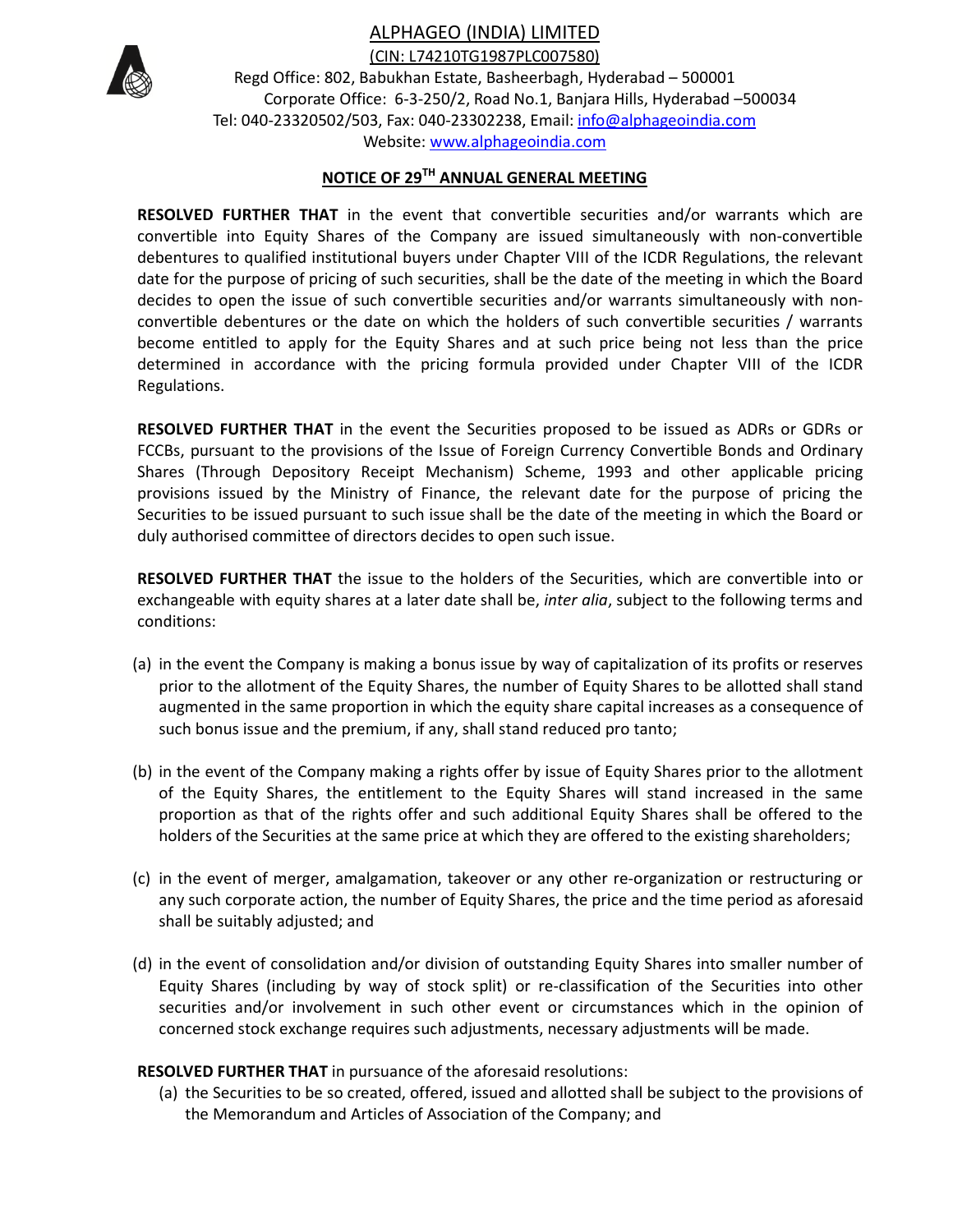RESOLVED FURTHER THAT in the event that convertible securities and/or warrants which are convertible into Equity Shares of the Company are issued simultaneously with non-convertible debentures to qualified institutional buyers under Chapter VIII of the ICDR Regulations, the relevant date for the purpose of pricing of such securities, shall be the date of the meeting in which the Board decides to open the issue of such convertible securities and/or warrants simultaneously with non-convertible debentures or the date on which the holders of such convertible securities / warrants become entitled to apply for the Equity Shares and at such price being not less than the price determined in accordance with the pricing formula provided under Chapter VIII of the ICDR Regulations.

**RESOLVED FURTHER THAT** in the event the Securities proposed to be issued as ADRs or GDRs or FCCBs, pursuant to the provisions of the Issue of Foreign Currency Convertible Bonds and Ordinary Shares (Through Depository Receipt Mechanism) Scheme, 1993 and other applicable pricing provisions issued by the Ministry of Finance, the relevant date for the purpose of pricing the Securities to be issued pursuant to such issue shall be the date of the meeting in which the Board or duly authorised committee of directors decides to open such issue.

**RESOLVED FURTHER THAT** the issue to the holders of the Securities, which are convertible into or exchangeable with equity shares at a later date shall be, *inter alia*, subject to the following terms and conditions:

(a) in the event the Company is making a bonus issue by way of capitalization of its profits or reserves prior to the allotment of the Equity Shares, the number of Equity Shares to be allotted shall stand augmented in the same proportion in which the equity share capital increases as a consequence of such bonus issue and the premium, if any, shall stand reduced pro tanto;

(b) in the event of the Company making a rights offer by issue of Equity Shares prior to the allotment of the Equity Shares, the entitlement to the Equity Shares will stand increased in the same proportion as that of the rights offer and such additional Equity Shares shall be offered to the holders of the Securities at the same price at which they are offered to the existing shareholders;

(c) in the event of merger, amalgamation, takeover or any other re-organization or restructuring or any such corporate action, the number of Equity Shares, the price and the time period as aforesaid shall be suitably adjusted; and

(d) in the event of consolidation and/or division of outstanding Equity Shares into smaller number of Equity Shares (including by way of stock split) or re-classification of the Securities into other securities and/or involvement in such other event or circumstances which in the opinion of concerned stock exchange requires such adjustments, necessary adjustments will be made.

**RESOLVED FURTHER THAT** in pursuance of the aforesaid resolutions:

(a) the Securities to be so created, offered, issued and allotted shall be subject to the provisions of the Memorandum and Articles of Association of the Company; and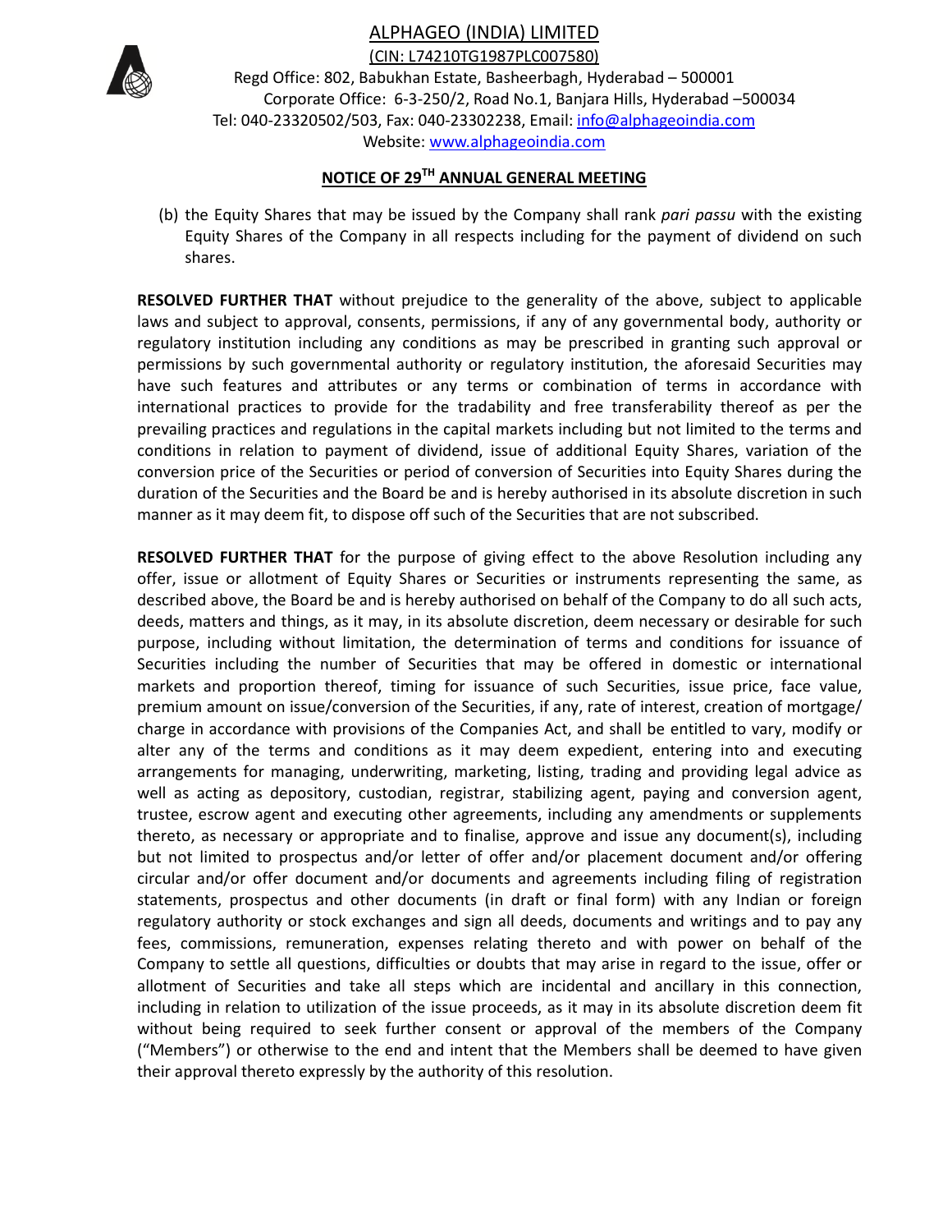(b) the Equity Shares that may be issued by the Company shall rank *pari passu* with the existing Equity Shares of the Company in all respects including for the payment of dividend on such shares.

**RESOLVED FURTHER THAT** without prejudice to the generality of the above, subject to applicable laws and subject to approval, consents, permissions, if any of any governmental body, authority or regulatory institution including any conditions as may be prescribed in granting such approval or permissions by such governmental authority or regulatory institution, the aforesaid Securities may have such features and attributes or any terms or combination of terms in accordance with international practices to provide for the tradability and free transferability thereof as per the prevailing practices and regulations in the capital markets including but not limited to the terms and conditions in relation to payment of dividend, issue of additional Equity Shares, variation of the conversion price of the Securities or period of conversion of Securities into Equity Shares during the duration of the Securities and the Board be and is hereby authorised in its absolute discretion in such manner as it may deem fit, to dispose off such of the Securities that are not subscribed.

**RESOLVED FURTHER THAT** for the purpose of giving effect to the above Resolution including any offer, issue or allotment of Equity Shares or Securities or instruments representing the same, as described above, the Board be and is hereby authorised on behalf of the Company to do all such acts, deeds, matters and things, as it may, in its absolute discretion, deem necessary or desirable for such purpose, including without limitation, the determination of terms and conditions for issuance of Securities including the number of Securities that may be offered in domestic or international markets and proportion thereof, timing for issuance of such Securities, issue price, face value, premium amount on issue/conversion of the Securities, if any, rate of interest, creation of mortgage/ charge in accordance with provisions of the Companies Act, and shall be entitled to vary, modify or alter any of the terms and conditions as it may deem expedient, entering into and executing arrangements for managing, underwriting, marketing, listing, trading and providing legal advice as well as acting as depository, custodian, registrar, stabilizing agent, paying and conversion agent, trustee, escrow agent and executing other agreements, including any amendments or supplements thereto, as necessary or appropriate and to finalise, approve and issue any document(s), including but not limited to prospectus and/or letter of offer and/or placement document and/or offering circular and/or offer document and/or documents and agreements including filing of registration statements, prospectus and other documents (in draft or final form) with any Indian or foreign regulatory authority or stock exchanges and sign all deeds, documents and writings and to pay any fees, commissions, remuneration, expenses relating thereto and with power on behalf of the Company to settle all questions, difficulties or doubts that may arise in regard to the issue, offer or allotment of Securities and take all steps which are incidental and ancillary in this connection, including in relation to utilization of the issue proceeds, as it may in its absolute discretion deem fit without being required to seek further consent or approval of the members of the Company ("Members") or otherwise to the end and intent that the Members shall be deemed to have given their approval thereto expressly by the authority of this resolution.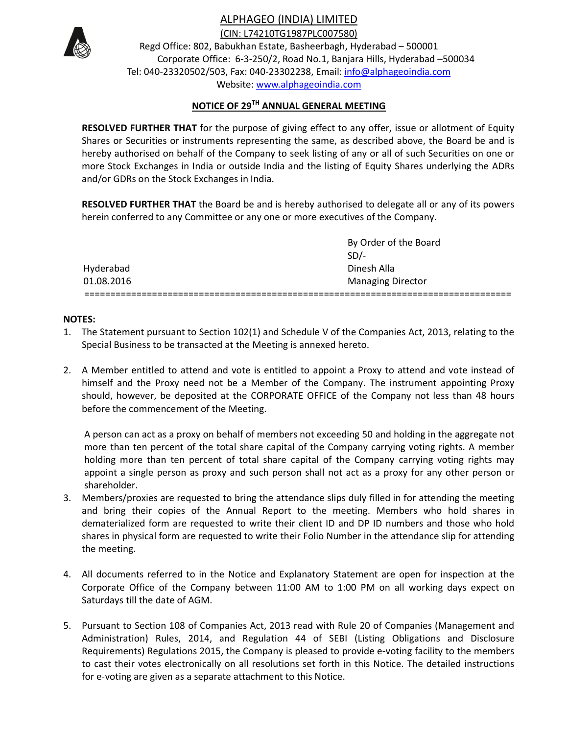# ALPHAGEO (INDIA) LIMITED

(CIN: L74210TG1987PLC007580)

Regd Office: 802, Babukhan Estate, Basheerbagh, Hyderabad – 500001
Corporate Office: 6-3-250/2, Road No.1, Banjara Hills, Hyderabad –500034
Tel: 040-23320502/503, Fax: 040-23302238, Email: info@alphageoindia.com
Website: www.alphageoindia.com

## NOTICE OF 29TH ANNUAL GENERAL MEETING

**RESOLVED FURTHER THAT** for the purpose of giving effect to any offer, issue or allotment of Equity Shares or Securities or instruments representing the same, as described above, the Board be and is hereby authorised on behalf of the Company to seek listing of any or all of such Securities on one or more Stock Exchanges in India or outside India and the listing of Equity Shares underlying the ADRs and/or GDRs on the Stock Exchanges in India.

**RESOLVED FURTHER THAT** the Board be and is hereby authorised to delegate all or any of its powers herein conferred to any Committee or any one or more executives of the Company.

By Order of the Board
SD/-
Dinesh Alla
Managing Director

Hyderabad
01.08.2016

================================================================================

**NOTES:**

1. The Statement pursuant to Section 102(1) and Schedule V of the Companies Act, 2013, relating to the Special Business to be transacted at the Meeting is annexed hereto.

2. A Member entitled to attend and vote is entitled to appoint a Proxy to attend and vote instead of himself and the Proxy need not be a Member of the Company. The instrument appointing Proxy should, however, be deposited at the CORPORATE OFFICE of the Company not less than 48 hours before the commencement of the Meeting.

   A person can act as a proxy on behalf of members not exceeding 50 and holding in the aggregate not more than ten percent of the total share capital of the Company carrying voting rights. A member holding more than ten percent of total share capital of the Company carrying voting rights may appoint a single person as proxy and such person shall not act as a proxy for any other person or shareholder.

3. Members/proxies are requested to bring the attendance slips duly filled in for attending the meeting and bring their copies of the Annual Report to the meeting. Members who hold shares in dematerialized form are requested to write their client ID and DP ID numbers and those who hold shares in physical form are requested to write their Folio Number in the attendance slip for attending the meeting.

4. All documents referred to in the Notice and Explanatory Statement are open for inspection at the Corporate Office of the Company between 11:00 AM to 1:00 PM on all working days expect on Saturdays till the date of AGM.

5. Pursuant to Section 108 of Companies Act, 2013 read with Rule 20 of Companies (Management and Administration) Rules, 2014, and Regulation 44 of SEBI (Listing Obligations and Disclosure Requirements) Regulations 2015, the Company is pleased to provide e-voting facility to the members to cast their votes electronically on all resolutions set forth in this Notice. The detailed instructions for e-voting are given as a separate attachment to this Notice.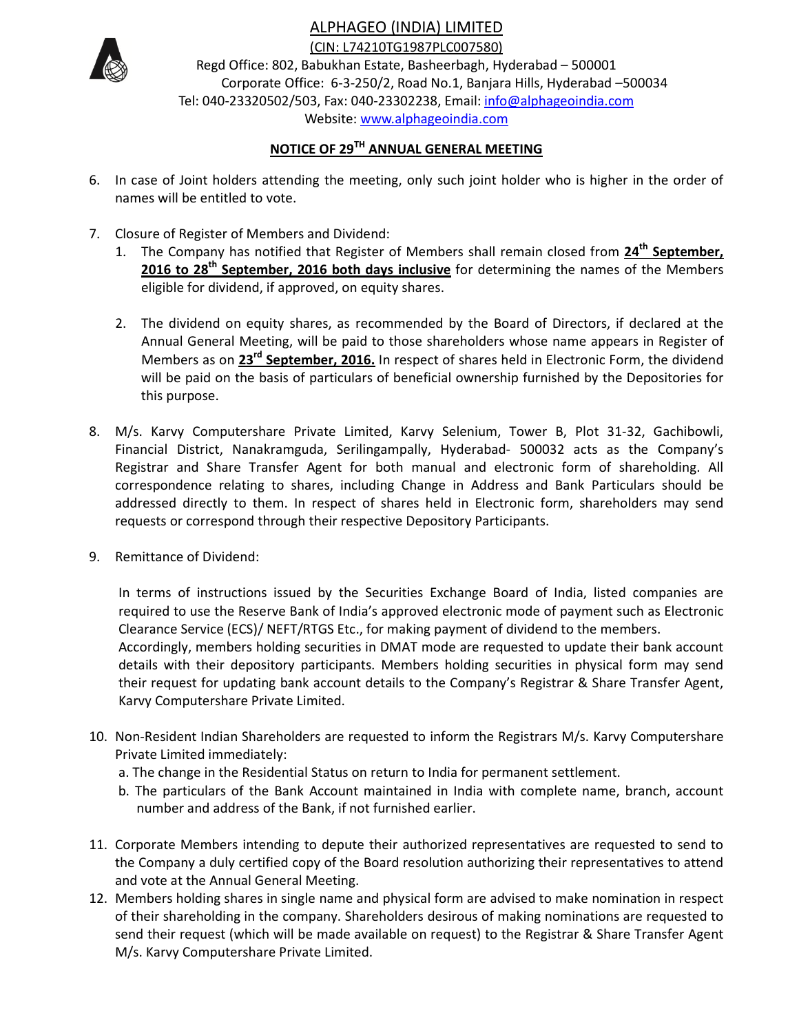# ALPHAGEO (INDIA) LIMITED

(CIN: L74210TG1987PLC007580)

Regd Office: 802, Babukhan Estate, Basheerbagh, Hyderabad – 500001

Corporate Office: 6-3-250/2, Road No.1, Banjara Hills, Hyderabad –500034

Tel: 040-23320502/503, Fax: 040-23302238, Email: info@alphageoindia.com

Website: www.alphageoindia.com

## NOTICE OF 29TH ANNUAL GENERAL MEETING

6. In case of Joint holders attending the meeting, only such joint holder who is higher in the order of names will be entitled to vote.

7. Closure of Register of Members and Dividend:
   1. The Company has notified that Register of Members shall remain closed from **24th September, 2016 to 28th September, 2016 both days inclusive** for determining the names of the Members eligible for dividend, if approved, on equity shares.

   2. The dividend on equity shares, as recommended by the Board of Directors, if declared at the Annual General Meeting, will be paid to those shareholders whose name appears in Register of Members as on **23rd September, 2016.** In respect of shares held in Electronic Form, the dividend will be paid on the basis of particulars of beneficial ownership furnished by the Depositories for this purpose.

8. M/s. Karvy Computershare Private Limited, Karvy Selenium, Tower B, Plot 31-32, Gachibowli, Financial District, Nanakramguda, Serilingampally, Hyderabad- 500032 acts as the Company's Registrar and Share Transfer Agent for both manual and electronic form of shareholding. All correspondence relating to shares, including Change in Address and Bank Particulars should be addressed directly to them. In respect of shares held in Electronic form, shareholders may send requests or correspond through their respective Depository Participants.

9. Remittance of Dividend:

   In terms of instructions issued by the Securities Exchange Board of India, listed companies are required to use the Reserve Bank of India's approved electronic mode of payment such as Electronic Clearance Service (ECS)/ NEFT/RTGS Etc., for making payment of dividend to the members.
   Accordingly, members holding securities in DMAT mode are requested to update their bank account details with their depository participants. Members holding securities in physical form may send their request for updating bank account details to the Company's Registrar & Share Transfer Agent, Karvy Computershare Private Limited.

10. Non-Resident Indian Shareholders are requested to inform the Registrars M/s. Karvy Computershare Private Limited immediately:
    a. The change in the Residential Status on return to India for permanent settlement.
    b. The particulars of the Bank Account maintained in India with complete name, branch, account number and address of the Bank, if not furnished earlier.

11. Corporate Members intending to depute their authorized representatives are requested to send to the Company a duly certified copy of the Board resolution authorizing their representatives to attend and vote at the Annual General Meeting.

12. Members holding shares in single name and physical form are advised to make nomination in respect of their shareholding in the company. Shareholders desirous of making nominations are requested to send their request (which will be made available on request) to the Registrar & Share Transfer Agent M/s. Karvy Computershare Private Limited.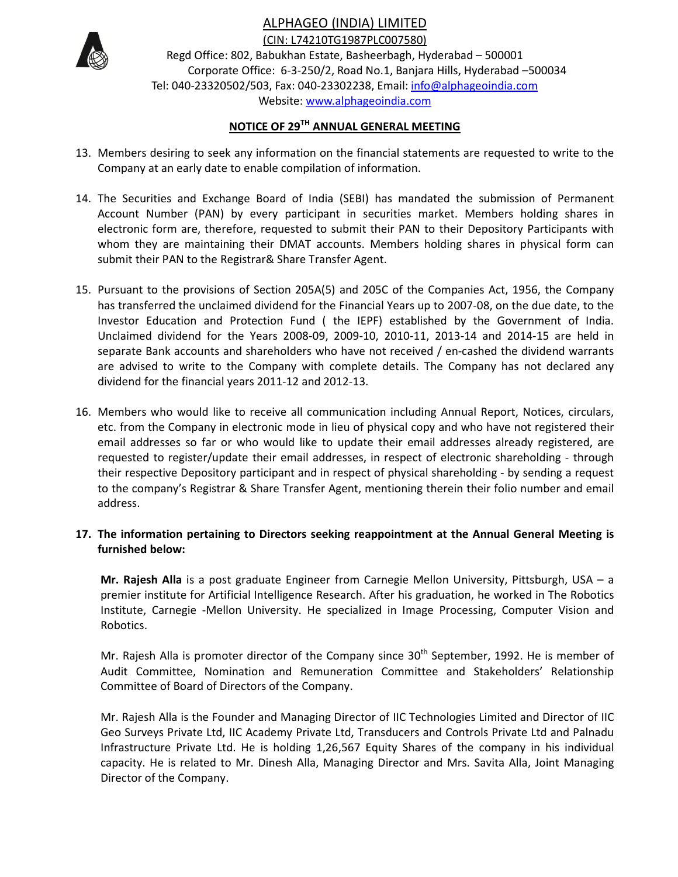# ALPHAGEO (INDIA) LIMITED

(CIN: L74210TG1987PLC007580)

Regd Office: 802, Babukhan Estate, Basheerbagh, Hyderabad – 500001

Corporate Office: 6-3-250/2, Road No.1, Banjara Hills, Hyderabad –500034

Tel: 040-23320502/503, Fax: 040-23302238, Email: info@alphageoindia.com

Website: www.alphageoindia.com

## NOTICE OF 29TH ANNUAL GENERAL MEETING

13. Members desiring to seek any information on the financial statements are requested to write to the Company at an early date to enable compilation of information.

14. The Securities and Exchange Board of India (SEBI) has mandated the submission of Permanent Account Number (PAN) by every participant in securities market. Members holding shares in electronic form are, therefore, requested to submit their PAN to their Depository Participants with whom they are maintaining their DMAT accounts. Members holding shares in physical form can submit their PAN to the Registrar& Share Transfer Agent.

15. Pursuant to the provisions of Section 205A(5) and 205C of the Companies Act, 1956, the Company has transferred the unclaimed dividend for the Financial Years up to 2007-08, on the due date, to the Investor Education and Protection Fund ( the IEPF) established by the Government of India. Unclaimed dividend for the Years 2008-09, 2009-10, 2010-11, 2013-14 and 2014-15 are held in separate Bank accounts and shareholders who have not received / en-cashed the dividend warrants are advised to write to the Company with complete details. The Company has not declared any dividend for the financial years 2011-12 and 2012-13.

16. Members who would like to receive all communication including Annual Report, Notices, circulars, etc. from the Company in electronic mode in lieu of physical copy and who have not registered their email addresses so far or who would like to update their email addresses already registered, are requested to register/update their email addresses, in respect of electronic shareholding - through their respective Depository participant and in respect of physical shareholding - by sending a request to the company's Registrar & Share Transfer Agent, mentioning therein their folio number and email address.

17. **The information pertaining to Directors seeking reappointment at the Annual General Meeting is furnished below:**

    **Mr. Rajesh Alla** is a post graduate Engineer from Carnegie Mellon University, Pittsburgh, USA – a premier institute for Artificial Intelligence Research. After his graduation, he worked in The Robotics Institute, Carnegie -Mellon University. He specialized in Image Processing, Computer Vision and Robotics.

    Mr. Rajesh Alla is promoter director of the Company since 30th September, 1992. He is member of Audit Committee, Nomination and Remuneration Committee and Stakeholders' Relationship Committee of Board of Directors of the Company.

    Mr. Rajesh Alla is the Founder and Managing Director of IIC Technologies Limited and Director of IIC Geo Surveys Private Ltd, IIC Academy Private Ltd, Transducers and Controls Private Ltd and Palnadu Infrastructure Private Ltd. He is holding 1,26,567 Equity Shares of the company in his individual capacity. He is related to Mr. Dinesh Alla, Managing Director and Mrs. Savita Alla, Joint Managing Director of the Company.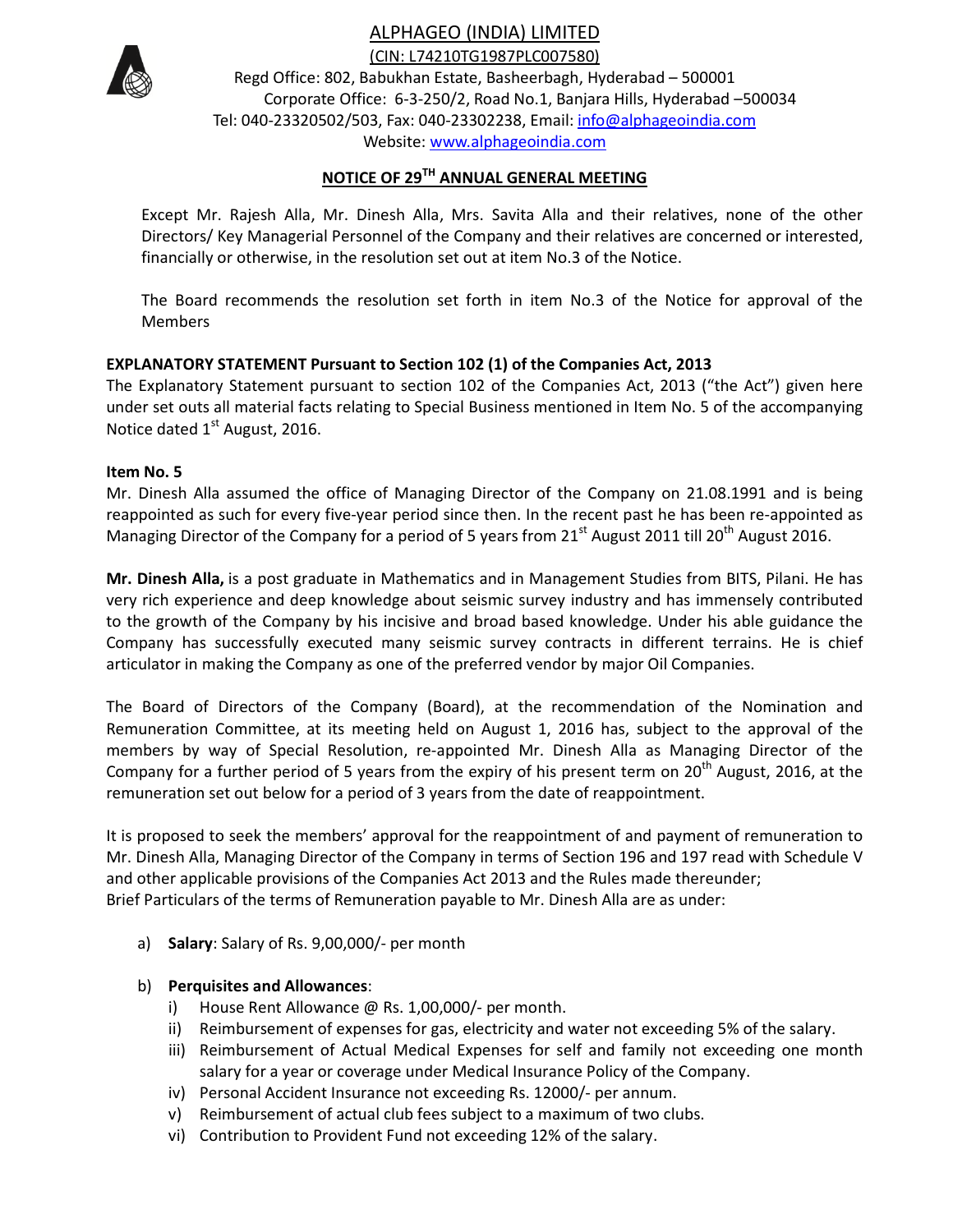ALPHAGEO (INDIA) LIMITED

(CIN: L74210TG1987PLC007580)

Regd Office: 802, Babukhan Estate, Basheerbagh, Hyderabad – 500001

Corporate Office: 6-3-250/2, Road No.1, Banjara Hills, Hyderabad –500034

Tel: 040-23320502/503, Fax: 040-23302238, Email: info@alphageoindia.com

Website: www.alphageoindia.com

## NOTICE OF 29TH ANNUAL GENERAL MEETING

Except Mr. Rajesh Alla, Mr. Dinesh Alla, Mrs. Savita Alla and their relatives, none of the other Directors/ Key Managerial Personnel of the Company and their relatives are concerned or interested, financially or otherwise, in the resolution set out at item No.3 of the Notice.

The Board recommends the resolution set forth in item No.3 of the Notice for approval of the Members

**EXPLANATORY STATEMENT Pursuant to Section 102 (1) of the Companies Act, 2013**

The Explanatory Statement pursuant to section 102 of the Companies Act, 2013 ("the Act") given here under set outs all material facts relating to Special Business mentioned in Item No. 5 of the accompanying Notice dated 1st August, 2016.

**Item No. 5**

Mr. Dinesh Alla assumed the office of Managing Director of the Company on 21.08.1991 and is being reappointed as such for every five-year period since then. In the recent past he has been re-appointed as Managing Director of the Company for a period of 5 years from 21st August 2011 till 20th August 2016.

**Mr. Dinesh Alla,** is a post graduate in Mathematics and in Management Studies from BITS, Pilani. He has very rich experience and deep knowledge about seismic survey industry and has immensely contributed to the growth of the Company by his incisive and broad based knowledge. Under his able guidance the Company has successfully executed many seismic survey contracts in different terrains. He is chief articulator in making the Company as one of the preferred vendor by major Oil Companies.

The Board of Directors of the Company (Board), at the recommendation of the Nomination and Remuneration Committee, at its meeting held on August 1, 2016 has, subject to the approval of the members by way of Special Resolution, re-appointed Mr. Dinesh Alla as Managing Director of the Company for a further period of 5 years from the expiry of his present term on 20th August, 2016, at the remuneration set out below for a period of 3 years from the date of reappointment.

It is proposed to seek the members' approval for the reappointment of and payment of remuneration to Mr. Dinesh Alla, Managing Director of the Company in terms of Section 196 and 197 read with Schedule V and other applicable provisions of the Companies Act 2013 and the Rules made thereunder;

Brief Particulars of the terms of Remuneration payable to Mr. Dinesh Alla are as under:

a) **Salary**: Salary of Rs. 9,00,000/- per month

b) **Perquisites and Allowances**:
   i) House Rent Allowance @ Rs. 1,00,000/- per month.
   ii) Reimbursement of expenses for gas, electricity and water not exceeding 5% of the salary.
   iii) Reimbursement of Actual Medical Expenses for self and family not exceeding one month salary for a year or coverage under Medical Insurance Policy of the Company.
   iv) Personal Accident Insurance not exceeding Rs. 12000/- per annum.
   v) Reimbursement of actual club fees subject to a maximum of two clubs.
   vi) Contribution to Provident Fund not exceeding 12% of the salary.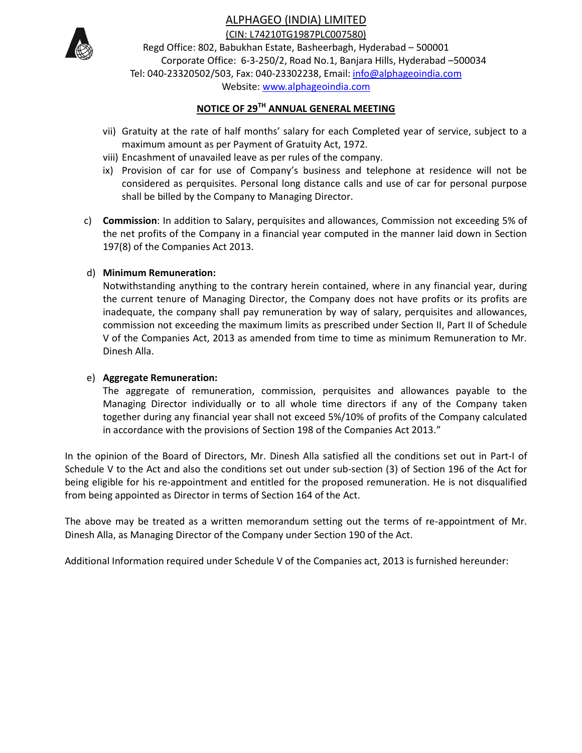vii) Gratuity at the rate of half months' salary for each Completed year of service, subject to a maximum amount as per Payment of Gratuity Act, 1972.

viii) Encashment of unavailed leave as per rules of the company.

ix) Provision of car for use of Company's business and telephone at residence will not be considered as perquisites. Personal long distance calls and use of car for personal purpose shall be billed by the Company to Managing Director.

c) **Commission**: In addition to Salary, perquisites and allowances, Commission not exceeding 5% of the net profits of the Company in a financial year computed in the manner laid down in Section 197(8) of the Companies Act 2013.

d) **Minimum Remuneration:**
Notwithstanding anything to the contrary herein contained, where in any financial year, during the current tenure of Managing Director, the Company does not have profits or its profits are inadequate, the company shall pay remuneration by way of salary, perquisites and allowances, commission not exceeding the maximum limits as prescribed under Section II, Part II of Schedule V of the Companies Act, 2013 as amended from time to time as minimum Remuneration to Mr. Dinesh Alla.

e) **Aggregate Remuneration:**
The aggregate of remuneration, commission, perquisites and allowances payable to the Managing Director individually or to all whole time directors if any of the Company taken together during any financial year shall not exceed 5%/10% of profits of the Company calculated in accordance with the provisions of Section 198 of the Companies Act 2013."

In the opinion of the Board of Directors, Mr. Dinesh Alla satisfied all the conditions set out in Part-I of Schedule V to the Act and also the conditions set out under sub-section (3) of Section 196 of the Act for being eligible for his re-appointment and entitled for the proposed remuneration. He is not disqualified from being appointed as Director in terms of Section 164 of the Act.

The above may be treated as a written memorandum setting out the terms of re-appointment of Mr. Dinesh Alla, as Managing Director of the Company under Section 190 of the Act.

Additional Information required under Schedule V of the Companies act, 2013 is furnished hereunder: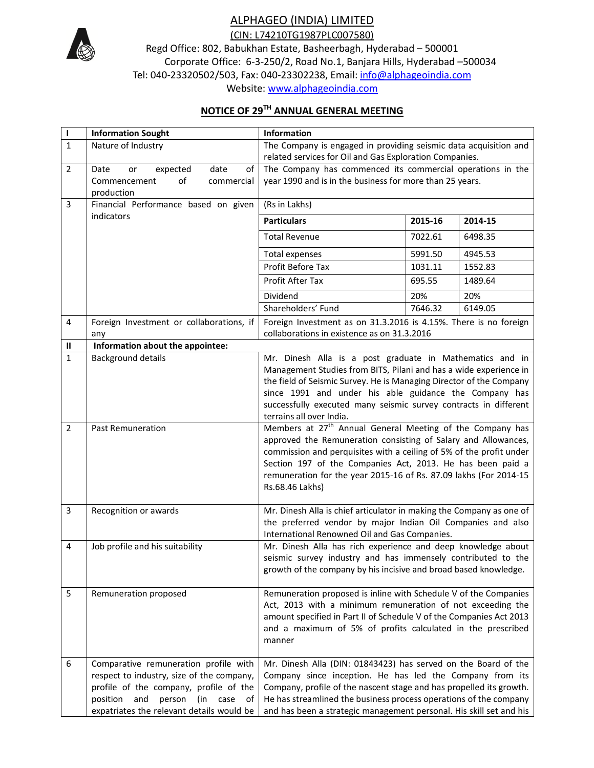# ALPHAGEO (INDIA) LIMITED

(CIN: L74210TG1987PLC007580)

Regd Office: 802, Babukhan Estate, Basheerbagh, Hyderabad – 500001

Corporate Office: 6-3-250/2, Road No.1, Banjara Hills, Hyderabad –500034

Tel: 040-23320502/503, Fax: 040-23302238, Email: info@alphageoindia.com

Website: www.alphageoindia.com

## NOTICE OF 29TH ANNUAL GENERAL MEETING

| I | Information Sought | Information | | |
|---|---|---|---|---|
| 1 | Nature of Industry | The Company is engaged in providing seismic data acquisition and related services for Oil and Gas Exploration Companies. | | |
| 2 | Date or expected date of Commencement of commercial production | The Company has commenced its commercial operations in the year 1990 and is in the business for more than 25 years. | | |
| 3 | Financial Performance based on given indicators | (Rs in Lakhs) | | |
| | | **Particulars** | **2015-16** | **2014-15** |
| | | Total Revenue | 7022.61 | 6498.35 |
| | | Total expenses | 5991.50 | 4945.53 |
| | | Profit Before Tax | 1031.11 | 1552.83 |
| | | Profit After Tax | 695.55 | 1489.64 |
| | | Dividend | 20% | 20% |
| | | Shareholders' Fund | 7646.32 | 6149.05 |
| 4 | Foreign Investment or collaborations, if any | Foreign Investment as on 31.3.2016 is 4.15%. There is no foreign collaborations in existence as on 31.3.2016 | | |
| **II** | **Information about the appointee:** | | | |
| 1 | Background details | Mr. Dinesh Alla is a post graduate in Mathematics and in Management Studies from BITS, Pilani and has a wide experience in the field of Seismic Survey. He is Managing Director of the Company since 1991 and under his able guidance the Company has successfully executed many seismic survey contracts in different terrains all over India. | | |
| 2 | Past Remuneration | Members at 27th Annual General Meeting of the Company has approved the Remuneration consisting of Salary and Allowances, commission and perquisites with a ceiling of 5% of the profit under Section 197 of the Companies Act, 2013. He has been paid a remuneration for the year 2015-16 of Rs. 87.09 lakhs (For 2014-15 Rs.68.46 Lakhs) | | |
| 3 | Recognition or awards | Mr. Dinesh Alla is chief articulator in making the Company as one of the preferred vendor by major Indian Oil Companies and also International Renowned Oil and Gas Companies. | | |
| 4 | Job profile and his suitability | Mr. Dinesh Alla has rich experience and deep knowledge about seismic survey industry and has immensely contributed to the growth of the company by his incisive and broad based knowledge. | | |
| 5 | Remuneration proposed | Remuneration proposed is inline with Schedule V of the Companies Act, 2013 with a minimum remuneration of not exceeding the amount specified in Part II of Schedule V of the Companies Act 2013 and a maximum of 5% of profits calculated in the prescribed manner | | |
| 6 | Comparative remuneration profile with respect to industry, size of the company, profile of the company, profile of the position and person (in case of expatriates the relevant details would be | Mr. Dinesh Alla (DIN: 01843423) has served on the Board of the Company since inception. He has led the Company from its Company, profile of the nascent stage and has propelled its growth. He has streamlined the business process operations of the company and has been a strategic management personal. His skill set and his | | |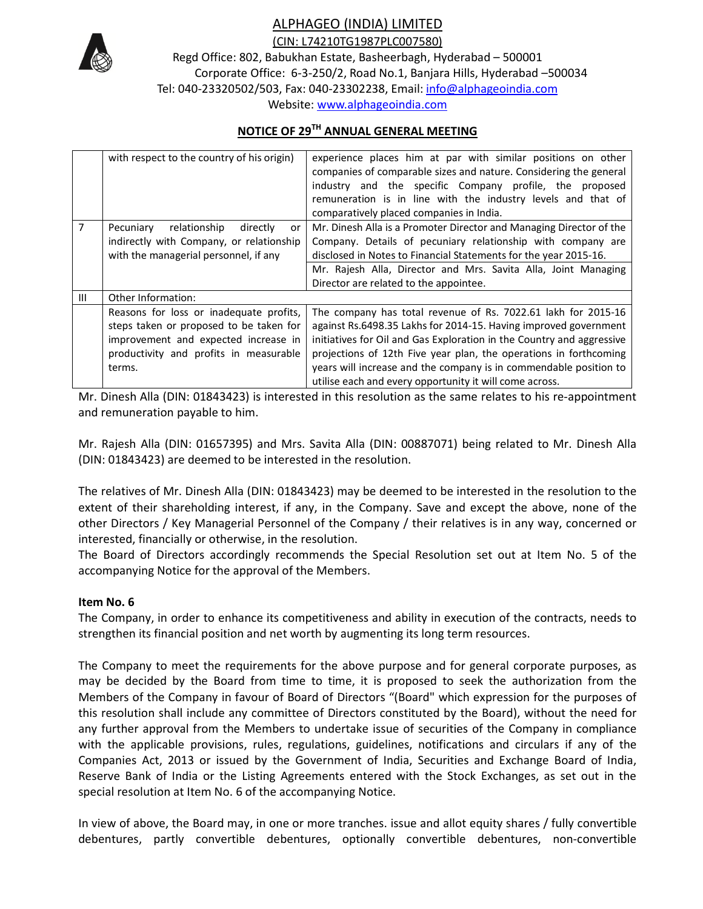# ALPHAGEO (INDIA) LIMITED

(CIN: L74210TG1987PLC007580)

Regd Office: 802, Babukhan Estate, Basheerbagh, Hyderabad – 500001

Corporate Office: 6-3-250/2, Road No.1, Banjara Hills, Hyderabad –500034

Tel: 040-23320502/503, Fax: 040-23302238, Email: info@alphageoindia.com

Website: www.alphageoindia.com

## NOTICE OF 29TH ANNUAL GENERAL MEETING

| | | |
|---|---|---|
| | with respect to the country of his origin) | experience places him at par with similar positions on other companies of comparable sizes and nature. Considering the general industry and the specific Company profile, the proposed remuneration is in line with the industry levels and that of comparatively placed companies in India. |
| 7 | Pecuniary relationship directly or indirectly with Company, or relationship with the managerial personnel, if any | Mr. Dinesh Alla is a Promoter Director and Managing Director of the Company. Details of pecuniary relationship with company are disclosed in Notes to Financial Statements for the year 2015-16.<br>Mr. Rajesh Alla, Director and Mrs. Savita Alla, Joint Managing Director are related to the appointee. |
| III | Other Information: | |
| | Reasons for loss or inadequate profits, steps taken or proposed to be taken for improvement and expected increase in productivity and profits in measurable terms. | The company has total revenue of Rs. 7022.61 lakh for 2015-16 against Rs.6498.35 Lakhs for 2014-15. Having improved government initiatives for Oil and Gas Exploration in the Country and aggressive projections of 12th Five year plan, the operations in forthcoming years will increase and the company is in commendable position to utilise each and every opportunity it will come across. |

Mr. Dinesh Alla (DIN: 01843423) is interested in this resolution as the same relates to his re-appointment and remuneration payable to him.

Mr. Rajesh Alla (DIN: 01657395) and Mrs. Savita Alla (DIN: 00887071) being related to Mr. Dinesh Alla (DIN: 01843423) are deemed to be interested in the resolution.

The relatives of Mr. Dinesh Alla (DIN: 01843423) may be deemed to be interested in the resolution to the extent of their shareholding interest, if any, in the Company. Save and except the above, none of the other Directors / Key Managerial Personnel of the Company / their relatives is in any way, concerned or interested, financially or otherwise, in the resolution.
The Board of Directors accordingly recommends the Special Resolution set out at Item No. 5 of the accompanying Notice for the approval of the Members.

**Item No. 6**

The Company, in order to enhance its competitiveness and ability in execution of the contracts, needs to strengthen its financial position and net worth by augmenting its long term resources.

The Company to meet the requirements for the above purpose and for general corporate purposes, as may be decided by the Board from time to time, it is proposed to seek the authorization from the Members of the Company in favour of Board of Directors "(Board" which expression for the purposes of this resolution shall include any committee of Directors constituted by the Board), without the need for any further approval from the Members to undertake issue of securities of the Company in compliance with the applicable provisions, rules, regulations, guidelines, notifications and circulars if any of the Companies Act, 2013 or issued by the Government of India, Securities and Exchange Board of India, Reserve Bank of India or the Listing Agreements entered with the Stock Exchanges, as set out in the special resolution at Item No. 6 of the accompanying Notice.

In view of above, the Board may, in one or more tranches. issue and allot equity shares / fully convertible debentures, partly convertible debentures, optionally convertible debentures, non-convertible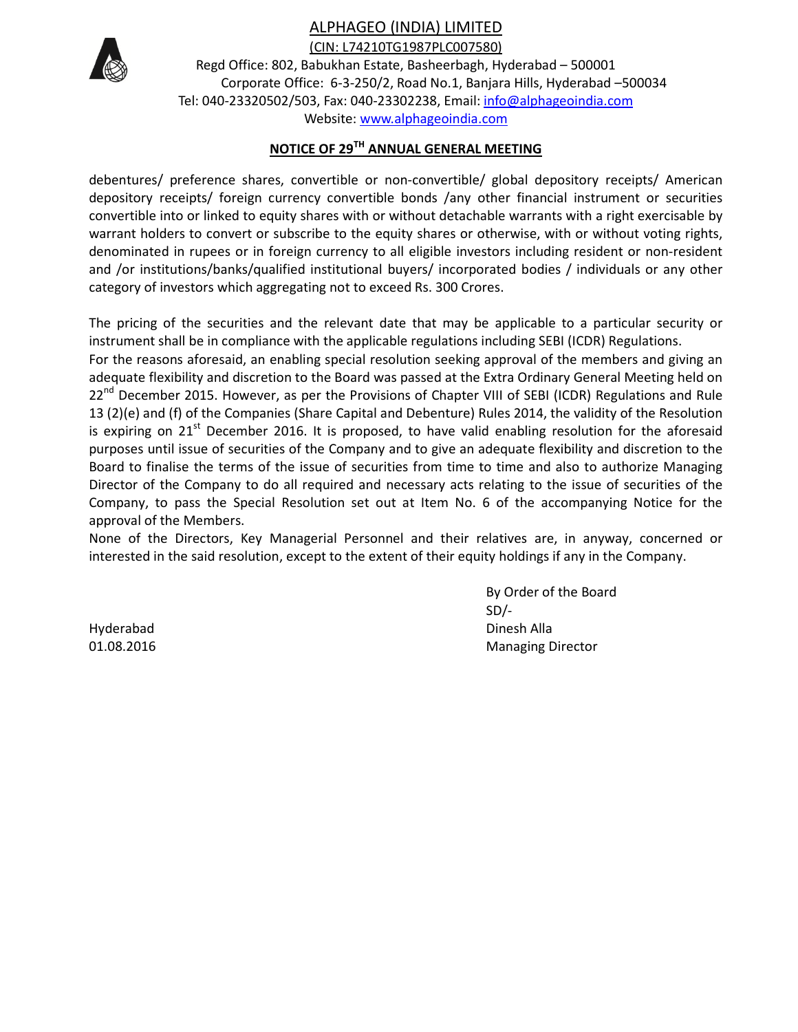debentures/ preference shares, convertible or non-convertible/ global depository receipts/ American depository receipts/ foreign currency convertible bonds /any other financial instrument or securities convertible into or linked to equity shares with or without detachable warrants with a right exercisable by warrant holders to convert or subscribe to the equity shares or otherwise, with or without voting rights, denominated in rupees or in foreign currency to all eligible investors including resident or non-resident and /or institutions/banks/qualified institutional buyers/ incorporated bodies / individuals or any other category of investors which aggregating not to exceed Rs. 300 Crores.

The pricing of the securities and the relevant date that may be applicable to a particular security or instrument shall be in compliance with the applicable regulations including SEBI (ICDR) Regulations.

For the reasons aforesaid, an enabling special resolution seeking approval of the members and giving an adequate flexibility and discretion to the Board was passed at the Extra Ordinary General Meeting held on 22nd December 2015. However, as per the Provisions of Chapter VIII of SEBI (ICDR) Regulations and Rule 13 (2)(e) and (f) of the Companies (Share Capital and Debenture) Rules 2014, the validity of the Resolution is expiring on 21st December 2016. It is proposed, to have valid enabling resolution for the aforesaid purposes until issue of securities of the Company and to give an adequate flexibility and discretion to the Board to finalise the terms of the issue of securities from time to time and also to authorize Managing Director of the Company to do all required and necessary acts relating to the issue of securities of the Company, to pass the Special Resolution set out at Item No. 6 of the accompanying Notice for the approval of the Members.

None of the Directors, Key Managerial Personnel and their relatives are, in anyway, concerned or interested in the said resolution, except to the extent of their equity holdings if any in the Company.

By Order of the Board
SD/-
Dinesh Alla
Managing Director

Hyderabad
01.08.2016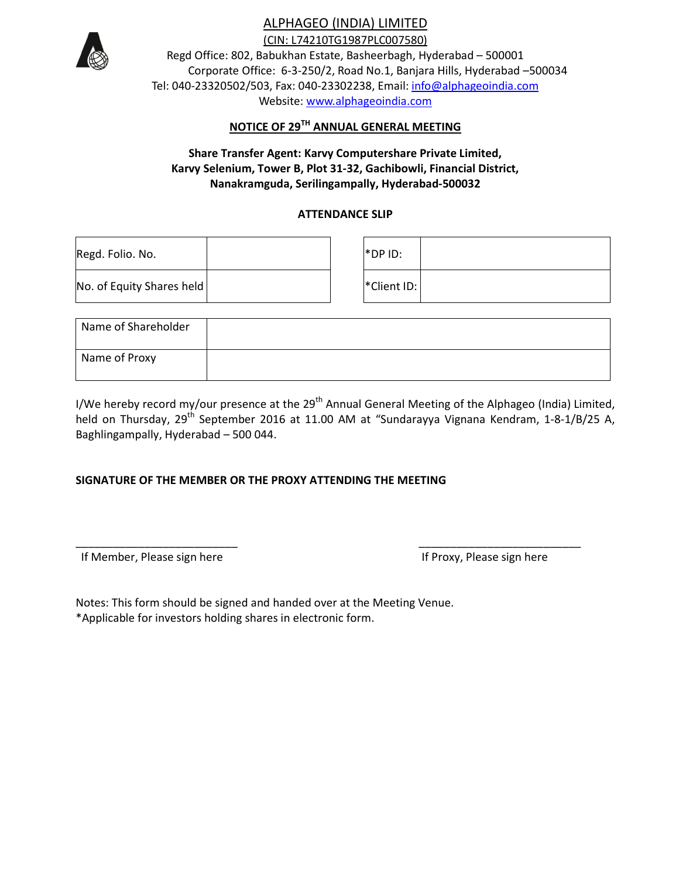# ALPHAGEO (INDIA) LIMITED

(CIN: L74210TG1987PLC007580)

Regd Office: 802, Babukhan Estate, Basheerbagh, Hyderabad – 500001
Corporate Office: 6-3-250/2, Road No.1, Banjara Hills, Hyderabad –500034
Tel: 040-23320502/503, Fax: 040-23302238, Email: info@alphageoindia.com
Website: www.alphageoindia.com

## NOTICE OF 29TH ANNUAL GENERAL MEETING

**Share Transfer Agent: Karvy Computershare Private Limited, Karvy Selenium, Tower B, Plot 31-32, Gachibowli, Financial District, Nanakramguda, Serilingampally, Hyderabad-500032**

### ATTENDANCE SLIP

| | |
|---|---|
| Regd. Folio. No. | |
| No. of Equity Shares held | |

| | |
|---|---|
| *DP ID: | |
| *Client ID: | |

| | |
|---|---|
| Name of Shareholder | |
| Name of Proxy | |

I/We hereby record my/our presence at the 29th Annual General Meeting of the Alphageo (India) Limited, held on Thursday, 29th September 2016 at 11.00 AM at "Sundarayya Vignana Kendram, 1-8-1/B/25 A, Baghlingampally, Hyderabad – 500 044.

**SIGNATURE OF THE MEMBER OR THE PROXY ATTENDING THE MEETING**

\_\_\_\_\_\_\_\_\_\_\_\_\_\_\_\_\_\_\_\_\_\_\_\_\_\_ If Member, Please sign here

\_\_\_\_\_\_\_\_\_\_\_\_\_\_\_\_\_\_\_\_\_\_\_\_\_\_ If Proxy, Please sign here

Notes: This form should be signed and handed over at the Meeting Venue.
*Applicable for investors holding shares in electronic form.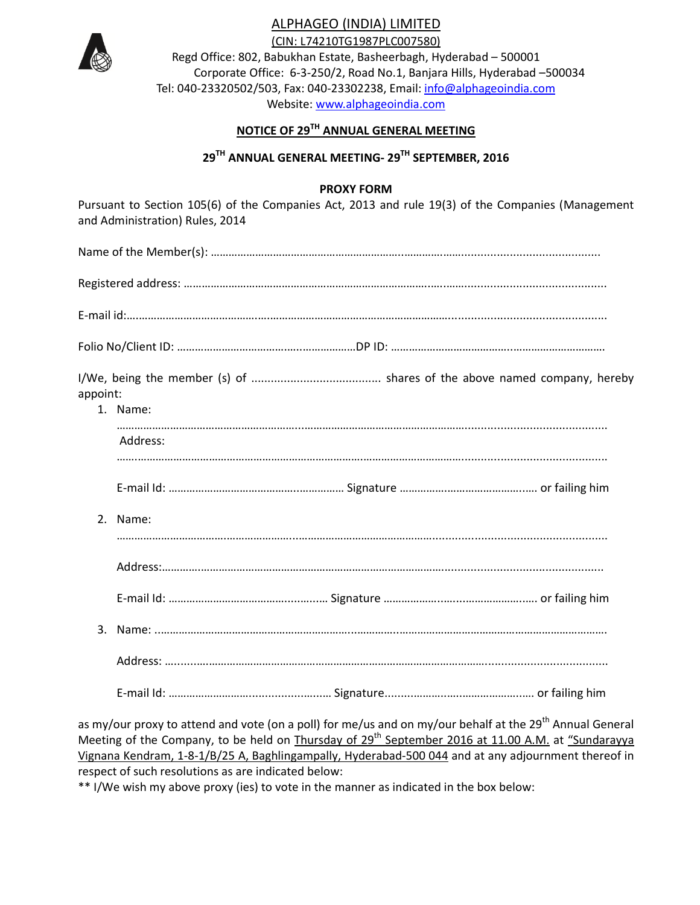# ALPHAGEO (INDIA) LIMITED

(CIN: L74210TG1987PLC007580)

Regd Office: 802, Babukhan Estate, Basheerbagh, Hyderabad – 500001

Corporate Office: 6-3-250/2, Road No.1, Banjara Hills, Hyderabad –500034

Tel: 040-23320502/503, Fax: 040-23302238, Email: info@alphageoindia.com

Website: www.alphageoindia.com

## NOTICE OF 29TH ANNUAL GENERAL MEETING

## 29TH ANNUAL GENERAL MEETING- 29TH SEPTEMBER, 2016

### PROXY FORM

Pursuant to Section 105(6) of the Companies Act, 2013 and rule 19(3) of the Companies (Management and Administration) Rules, 2014

Name of the Member(s): ……………………………………………………………………………………………………

Registered address: ……………………………………………………………………………………………………

E-mail id:……………………………………………………………………………………………………………

Folio No/Client ID: …………………………………………………DP ID: ……………………………………………………

I/We, being the member (s) of ........................................ shares of the above named company, hereby appoint:

1. Name:
   ……………………………………………………………………………………………………………
   Address:
   ……………………………………………………………………………………………………………
   E-mail Id: ………………………………………………… Signature ……………………………………… or failing him

2. Name:
   ……………………………………………………………………………………………………………
   Address:……………………………………………………………………………………………………
   E-mail Id: ………………………………………………… Signature ……………………………………… or failing him

3. Name: ……………………………………………………………………………………………………
   Address: …………………………………………………………………………………………………
   E-mail Id: ………………………………………………… Signature……………………………………… or failing him

as my/our proxy to attend and vote (on a poll) for me/us and on my/our behalf at the 29th Annual General Meeting of the Company, to be held on Thursday of 29th September 2016 at 11.00 A.M. at "Sundarayya Vignana Kendram, 1-8-1/B/25 A, Baghlingampally, Hyderabad-500 044 and at any adjournment thereof in respect of such resolutions as are indicated below:

** I/We wish my above proxy (ies) to vote in the manner as indicated in the box below: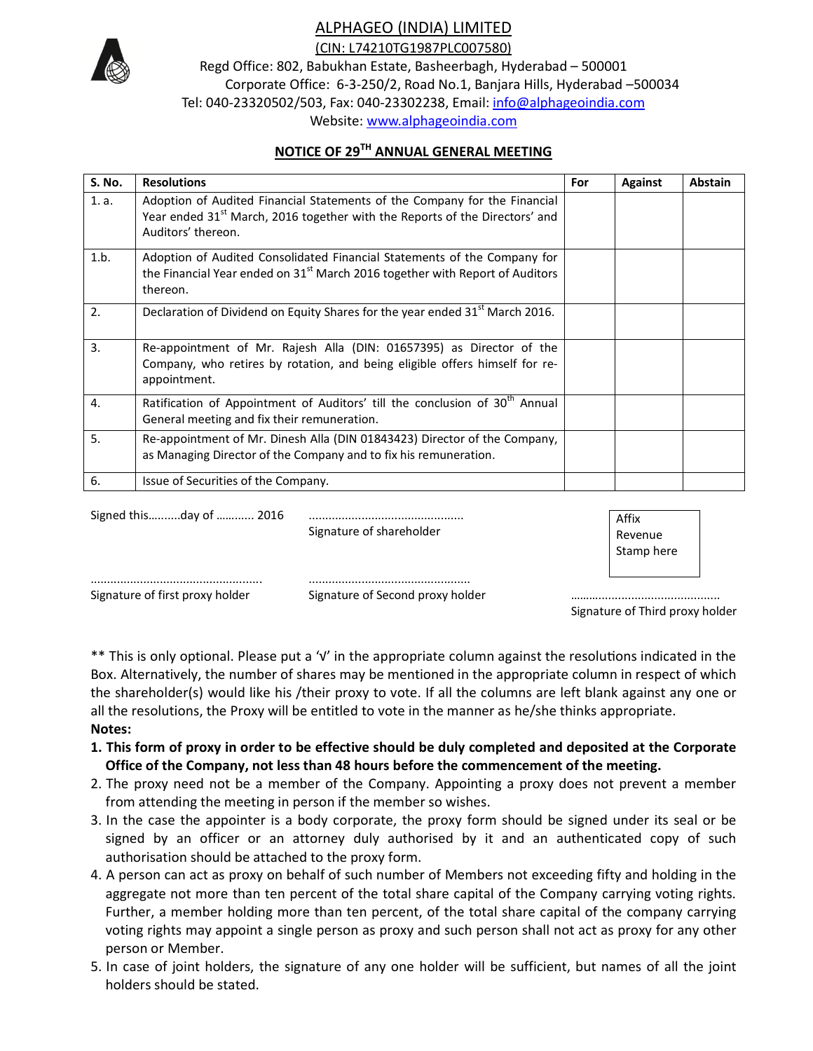ALPHAGEO (INDIA) LIMITED

(CIN: L74210TG1987PLC007580)

Regd Office: 802, Babukhan Estate, Basheerbagh, Hyderabad – 500001

Corporate Office: 6-3-250/2, Road No.1, Banjara Hills, Hyderabad –500034

Tel: 040-23320502/503, Fax: 040-23302238, Email: info@alphageoindia.com

Website: www.alphageoindia.com

## NOTICE OF 29TH ANNUAL GENERAL MEETING

| S. No. | Resolutions | For | Against | Abstain |
|---|---|---|---|---|
| 1. a. | Adoption of Audited Financial Statements of the Company for the Financial Year ended 31st March, 2016 together with the Reports of the Directors' and Auditors' thereon. | | | |
| 1.b. | Adoption of Audited Consolidated Financial Statements of the Company for the Financial Year ended on 31st March 2016 together with Report of Auditors thereon. | | | |
| 2. | Declaration of Dividend on Equity Shares for the year ended 31st March 2016. | | | |
| 3. | Re-appointment of Mr. Rajesh Alla (DIN: 01657395) as Director of the Company, who retires by rotation, and being eligible offers himself for re-appointment. | | | |
| 4. | Ratification of Appointment of Auditors' till the conclusion of 30th Annual General meeting and fix their remuneration. | | | |
| 5. | Re-appointment of Mr. Dinesh Alla (DIN 01843423) Director of the Company, as Managing Director of the Company and to fix his remuneration. | | | |
| 6. | Issue of Securities of the Company. | | | |

Signed this..........day of ............ 2016

..............................................
Signature of shareholder

Affix Revenue Stamp here

..................................................
Signature of first proxy holder

................................................
Signature of Second proxy holder

.............................................
Signature of Third proxy holder

** This is only optional. Please put a '√' in the appropriate column against the resolutions indicated in the Box. Alternatively, the number of shares may be mentioned in the appropriate column in respect of which the shareholder(s) would like his /their proxy to vote. If all the columns are left blank against any one or all the resolutions, the Proxy will be entitled to vote in the manner as he/she thinks appropriate.

**Notes:**

1. **This form of proxy in order to be effective should be duly completed and deposited at the Corporate Office of the Company, not less than 48 hours before the commencement of the meeting.**
2. The proxy need not be a member of the Company. Appointing a proxy does not prevent a member from attending the meeting in person if the member so wishes.
3. In the case the appointer is a body corporate, the proxy form should be signed under its seal or be signed by an officer or an attorney duly authorised by it and an authenticated copy of such authorisation should be attached to the proxy form.
4. A person can act as proxy on behalf of such number of Members not exceeding fifty and holding in the aggregate not more than ten percent of the total share capital of the Company carrying voting rights. Further, a member holding more than ten percent, of the total share capital of the company carrying voting rights may appoint a single person as proxy and such person shall not act as proxy for any other person or Member.
5. In case of joint holders, the signature of any one holder will be sufficient, but names of all the joint holders should be stated.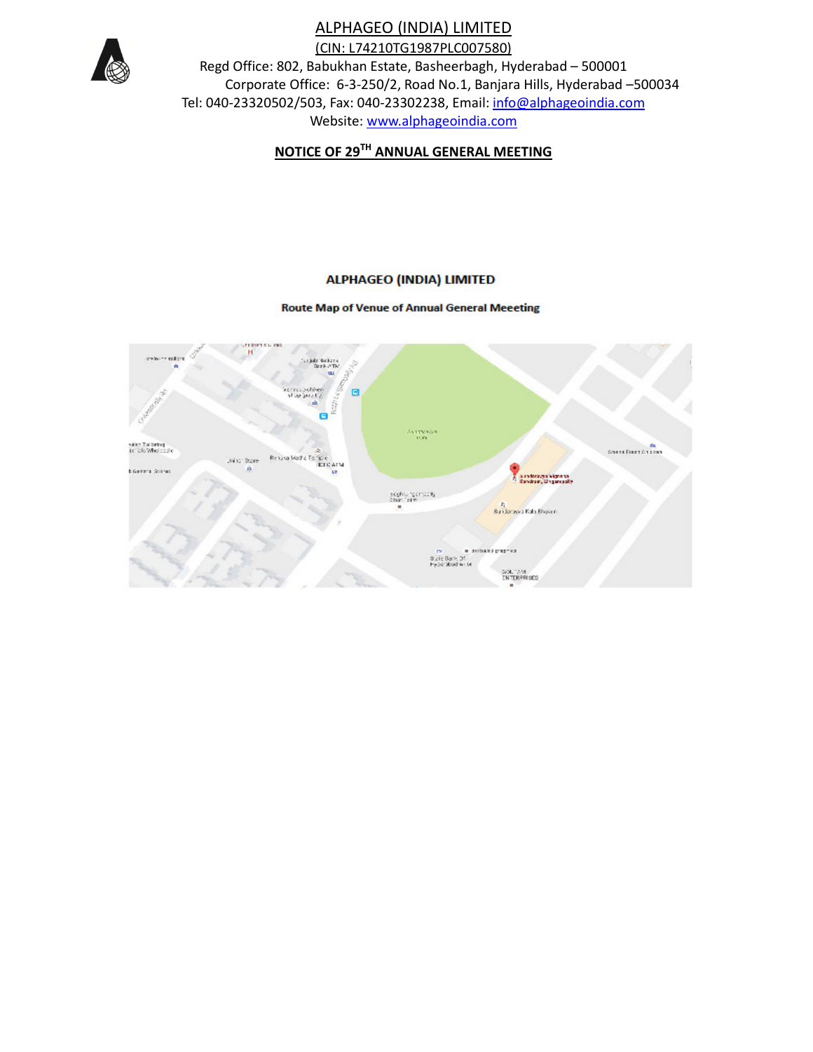# ALPHAGEO (INDIA) LIMITED

(CIN: L74210TG1987PLC007580)

Regd Office: 802, Babukhan Estate, Basheerbagh, Hyderabad – 500001

Corporate Office: 6-3-250/2, Road No.1, Banjara Hills, Hyderabad –500034

Tel: 040-23320502/503, Fax: 040-23302238, Email: info@alphageoindia.com

Website: www.alphageoindia.com

## NOTICE OF 29TH ANNUAL GENERAL MEETING

### ALPHAGEO (INDIA) LIMITED

**Route Map of Venue of Annual General Meeeting**